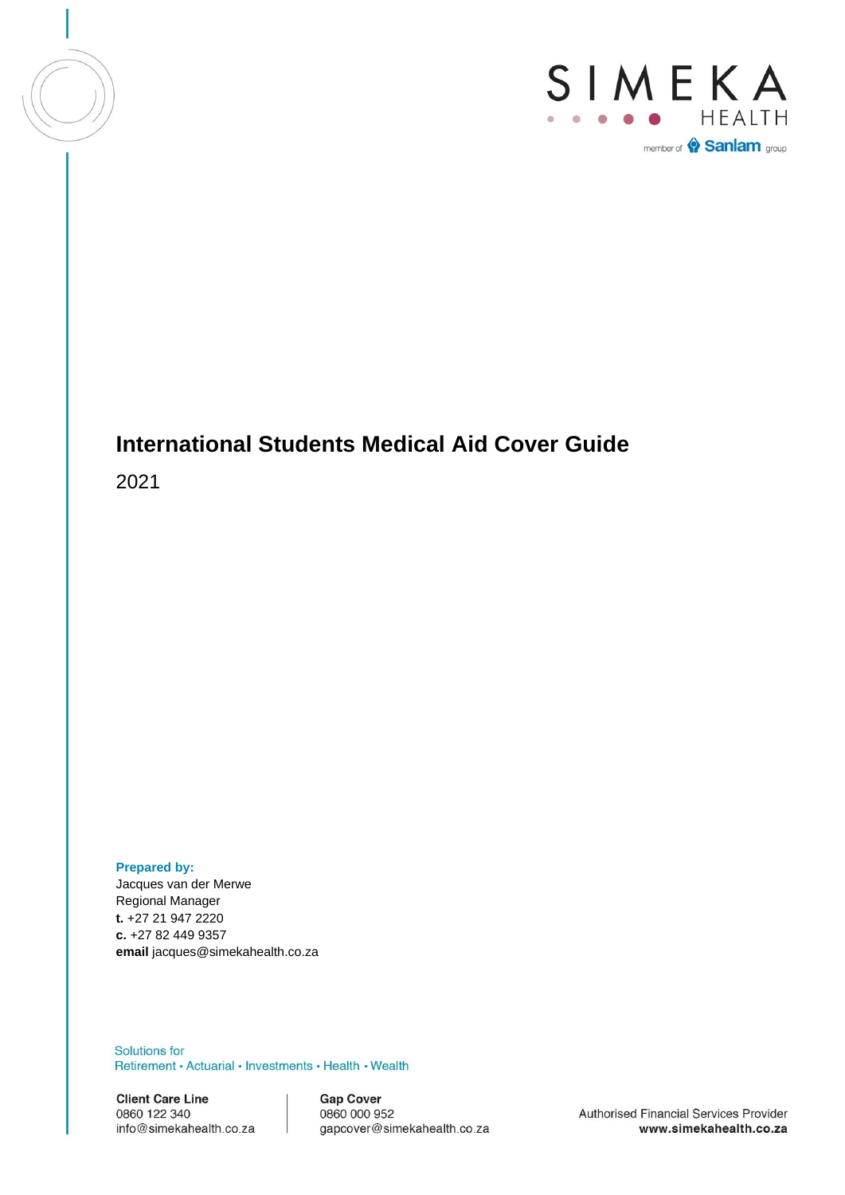SIMEKA HEALTH

member of Sanlam group

# International Students Medical Aid Cover Guide

2021

**Prepared by:**
Jacques van der Merwe
Regional Manager
**t.** +27 21 947 2220
**c.** +27 82 449 9357
**email** jacques@simekahealth.co.za

Solutions for
Retirement • Actuarial • Investments • Health • Wealth

**Client Care Line**
0860 122 340
info@simekahealth.co.za

**Gap Cover**
0860 000 952
gapcover@simekahealth.co.za

Authorised Financial Services Provider
**www.simekahealth.co.za**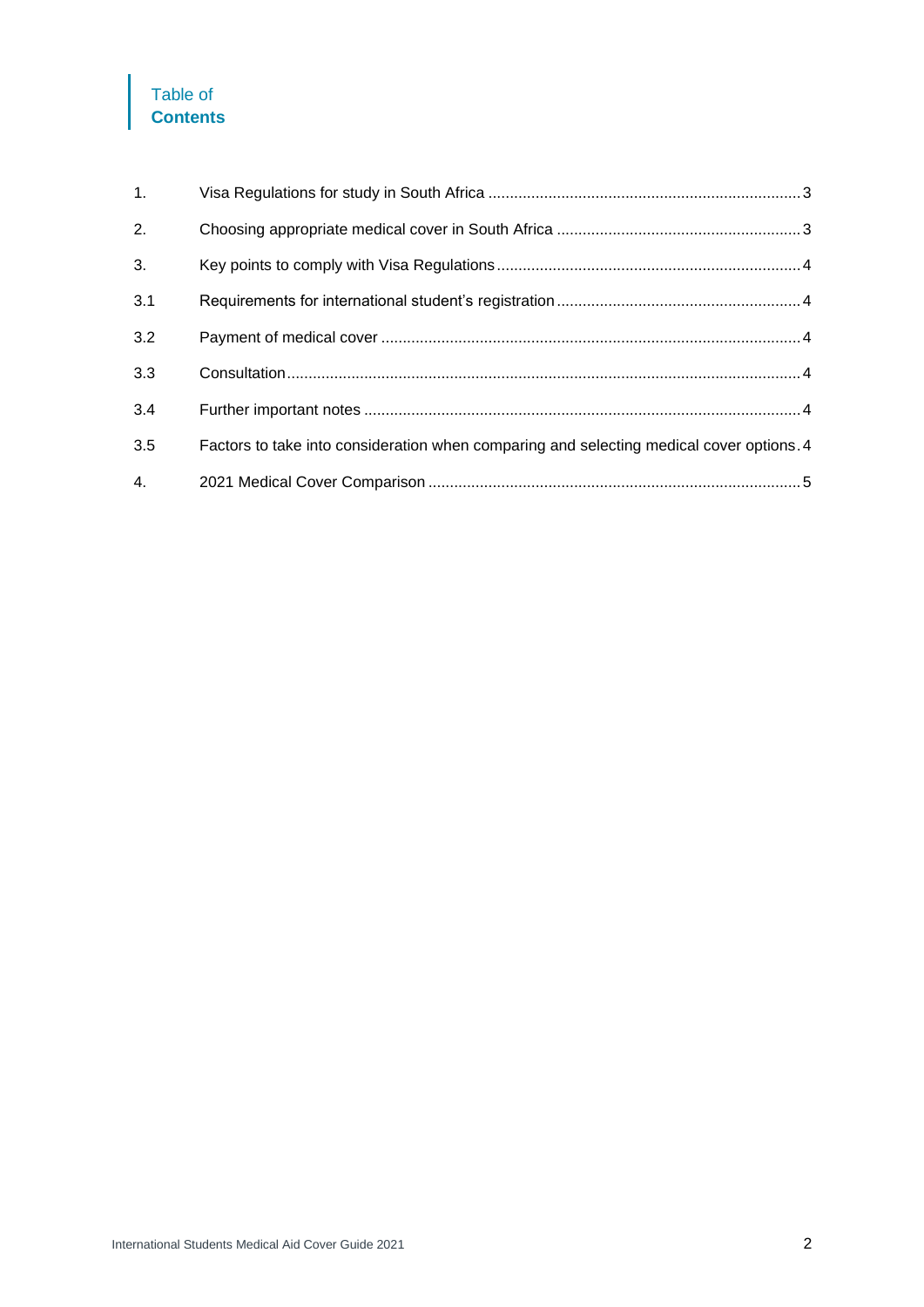# Table of **Contents**

| | | |
|---|---|---|
| 1. | Visa Regulations for study in South Africa | 3 |
| 2. | Choosing appropriate medical cover in South Africa | 3 |
| 3. | Key points to comply with Visa Regulations | 4 |
| 3.1 | Requirements for international student's registration | 4 |
| 3.2 | Payment of medical cover | 4 |
| 3.3 | Consultation | 4 |
| 3.4 | Further important notes | 4 |
| 3.5 | Factors to take into consideration when comparing and selecting medical cover options | 4 |
| 4. | 2021 Medical Cover Comparison | 5 |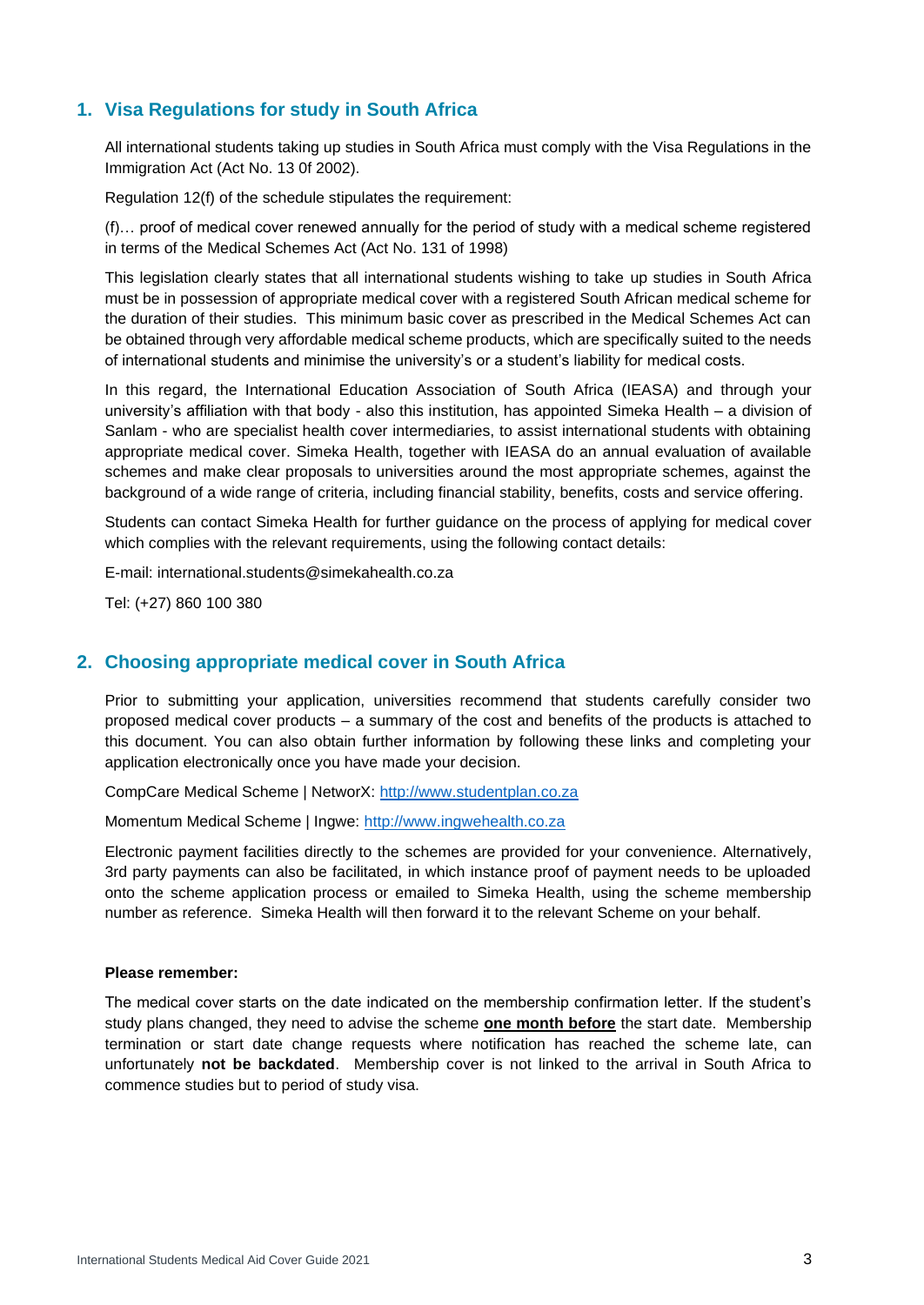## 1. Visa Regulations for study in South Africa

All international students taking up studies in South Africa must comply with the Visa Regulations in the Immigration Act (Act No. 13 0f 2002).

Regulation 12(f) of the schedule stipulates the requirement:

(f)… proof of medical cover renewed annually for the period of study with a medical scheme registered in terms of the Medical Schemes Act (Act No. 131 of 1998)

This legislation clearly states that all international students wishing to take up studies in South Africa must be in possession of appropriate medical cover with a registered South African medical scheme for the duration of their studies. This minimum basic cover as prescribed in the Medical Schemes Act can be obtained through very affordable medical scheme products, which are specifically suited to the needs of international students and minimise the university's or a student's liability for medical costs.

In this regard, the International Education Association of South Africa (IEASA) and through your university's affiliation with that body - also this institution, has appointed Simeka Health – a division of Sanlam - who are specialist health cover intermediaries, to assist international students with obtaining appropriate medical cover. Simeka Health, together with IEASA do an annual evaluation of available schemes and make clear proposals to universities around the most appropriate schemes, against the background of a wide range of criteria, including financial stability, benefits, costs and service offering.

Students can contact Simeka Health for further guidance on the process of applying for medical cover which complies with the relevant requirements, using the following contact details:

E-mail: international.students@simekahealth.co.za

Tel: (+27) 860 100 380

## 2. Choosing appropriate medical cover in South Africa

Prior to submitting your application, universities recommend that students carefully consider two proposed medical cover products – a summary of the cost and benefits of the products is attached to this document. You can also obtain further information by following these links and completing your application electronically once you have made your decision.

CompCare Medical Scheme | NetworX: [http://www.studentplan.co.za](http://www.studentplan.co.za)

Momentum Medical Scheme | Ingwe: [http://www.ingwehealth.co.za](http://www.ingwehealth.co.za)

Electronic payment facilities directly to the schemes are provided for your convenience. Alternatively, 3rd party payments can also be facilitated, in which instance proof of payment needs to be uploaded onto the scheme application process or emailed to Simeka Health, using the scheme membership number as reference. Simeka Health will then forward it to the relevant Scheme on your behalf.

**Please remember:**

The medical cover starts on the date indicated on the membership confirmation letter. If the student's study plans changed, they need to advise the scheme **one month before** the start date. Membership termination or start date change requests where notification has reached the scheme late, can unfortunately **not be backdated**. Membership cover is not linked to the arrival in South Africa to commence studies but to period of study visa.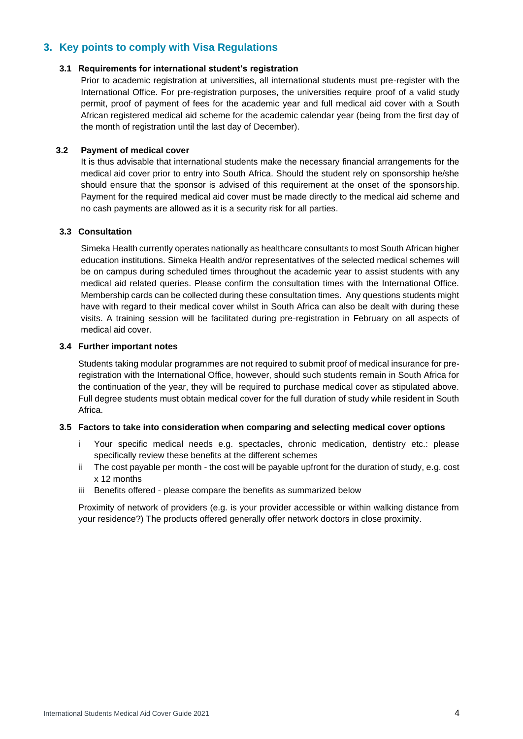## 3. Key points to comply with Visa Regulations

### 3.1 Requirements for international student's registration

Prior to academic registration at universities, all international students must pre-register with the International Office. For pre-registration purposes, the universities require proof of a valid study permit, proof of payment of fees for the academic year and full medical aid cover with a South African registered medical aid scheme for the academic calendar year (being from the first day of the month of registration until the last day of December).

### 3.2 Payment of medical cover

It is thus advisable that international students make the necessary financial arrangements for the medical aid cover prior to entry into South Africa. Should the student rely on sponsorship he/she should ensure that the sponsor is advised of this requirement at the onset of the sponsorship. Payment for the required medical aid cover must be made directly to the medical aid scheme and no cash payments are allowed as it is a security risk for all parties.

### 3.3 Consultation

Simeka Health currently operates nationally as healthcare consultants to most South African higher education institutions. Simeka Health and/or representatives of the selected medical schemes will be on campus during scheduled times throughout the academic year to assist students with any medical aid related queries. Please confirm the consultation times with the International Office. Membership cards can be collected during these consultation times. Any questions students might have with regard to their medical cover whilst in South Africa can also be dealt with during these visits. A training session will be facilitated during pre-registration in February on all aspects of medical aid cover.

### 3.4 Further important notes

Students taking modular programmes are not required to submit proof of medical insurance for pre-registration with the International Office, however, should such students remain in South Africa for the continuation of the year, they will be required to purchase medical cover as stipulated above. Full degree students must obtain medical cover for the full duration of study while resident in South Africa.

### 3.5 Factors to take into consideration when comparing and selecting medical cover options

i Your specific medical needs e.g. spectacles, chronic medication, dentistry etc.: please specifically review these benefits at the different schemes

ii The cost payable per month - the cost will be payable upfront for the duration of study, e.g. cost x 12 months

iii Benefits offered - please compare the benefits as summarized below

Proximity of network of providers (e.g. is your provider accessible or within walking distance from your residence?) The products offered generally offer network doctors in close proximity.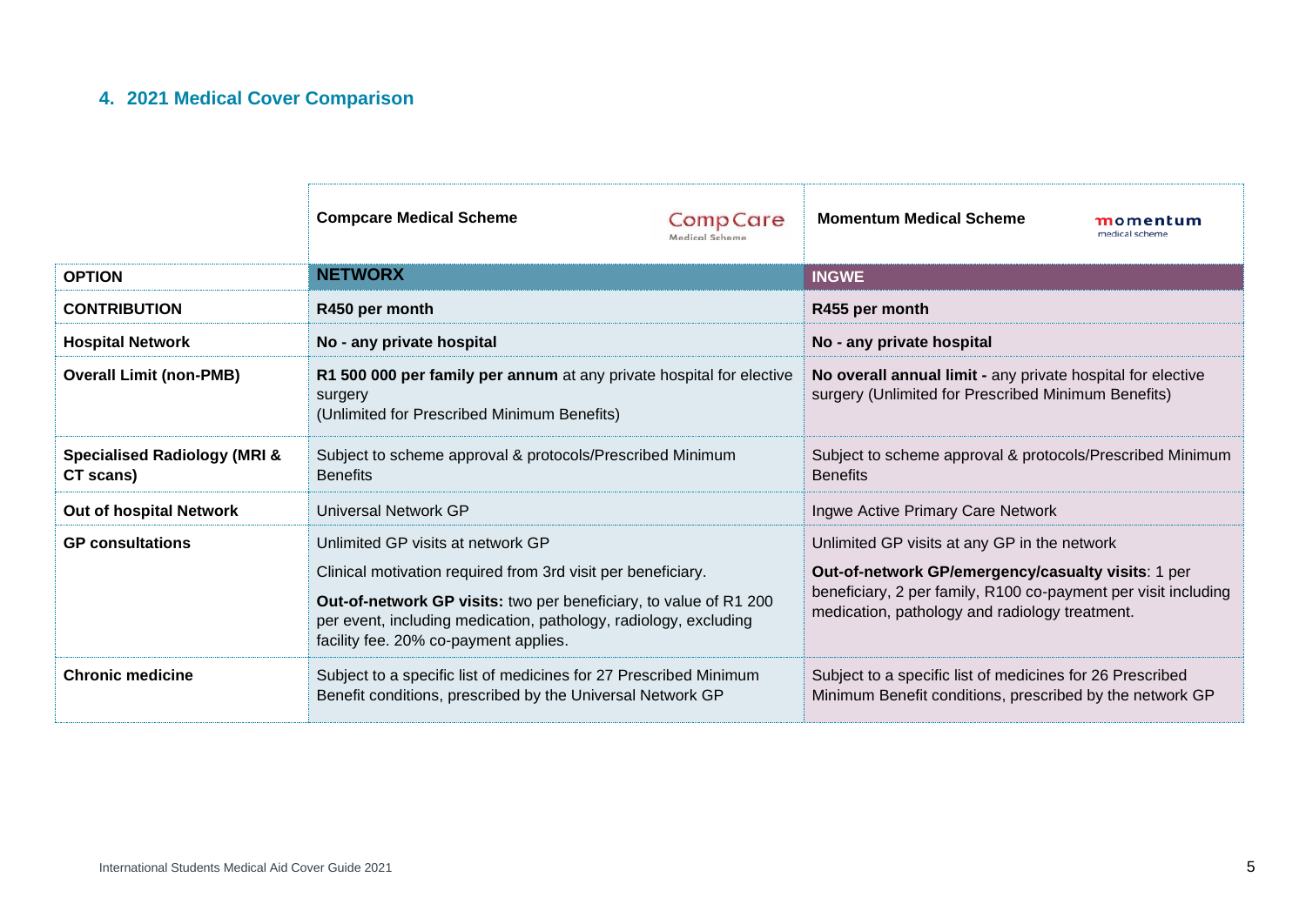## 4. 2021 Medical Cover Comparison

| | Compcare Medical Scheme | Momentum Medical Scheme |
|---|---|---|
| **OPTION** | **NETWORX** | **INGWE** |
| **CONTRIBUTION** | **R450 per month** | **R455 per month** |
| **Hospital Network** | **No - any private hospital** | **No - any private hospital** |
| **Overall Limit (non-PMB)** | **R1 500 000 per family per annum** at any private hospital for elective surgery (Unlimited for Prescribed Minimum Benefits) | **No overall annual limit -** any private hospital for elective surgery (Unlimited for Prescribed Minimum Benefits) |
| **Specialised Radiology (MRI & CT scans)** | Subject to scheme approval & protocols/Prescribed Minimum Benefits | Subject to scheme approval & protocols/Prescribed Minimum Benefits |
| **Out of hospital Network** | Universal Network GP | Ingwe Active Primary Care Network |
| **GP consultations** | Unlimited GP visits at network GP<br><br>Clinical motivation required from 3rd visit per beneficiary.<br><br>**Out-of-network GP visits:** two per beneficiary, to value of R1 200 per event, including medication, pathology, radiology, excluding facility fee. 20% co-payment applies. | Unlimited GP visits at any GP in the network<br><br>**Out-of-network GP/emergency/casualty visits**: 1 per beneficiary, 2 per family, R100 co-payment per visit including medication, pathology and radiology treatment. |
| **Chronic medicine** | Subject to a specific list of medicines for 27 Prescribed Minimum Benefit conditions, prescribed by the Universal Network GP | Subject to a specific list of medicines for 26 Prescribed Minimum Benefit conditions, prescribed by the network GP |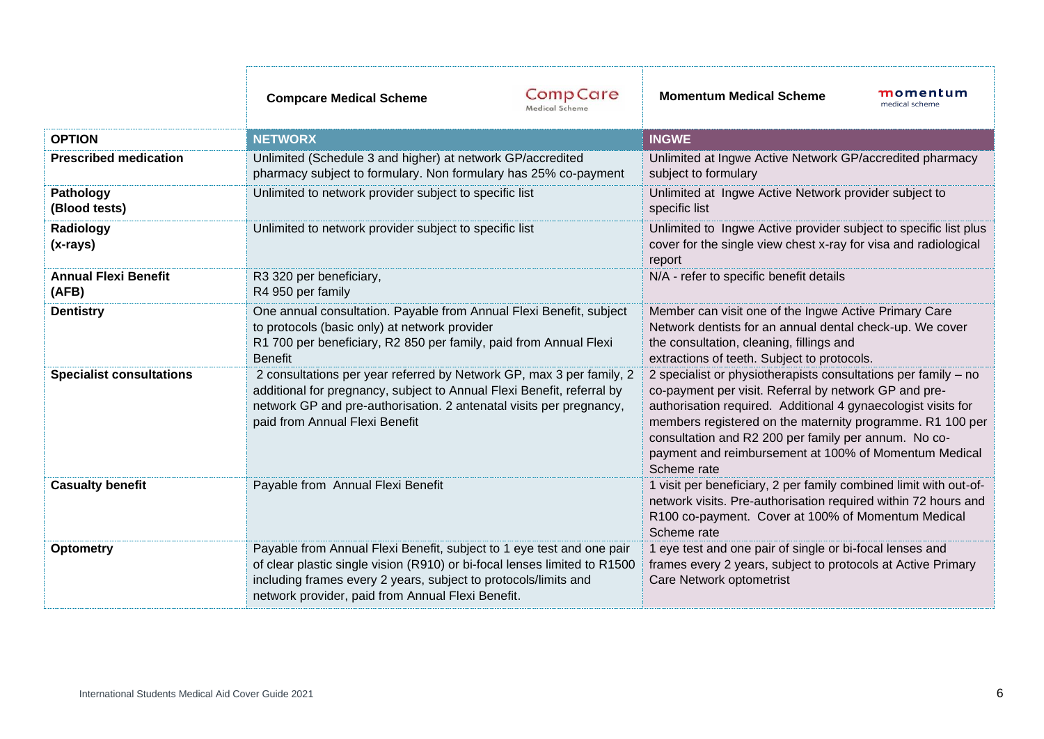| | Compcare Medical Scheme | Momentum Medical Scheme |
|---|---|---|
| **OPTION** | **NETWORX** | **INGWE** |
| **Prescribed medication** | Unlimited (Schedule 3 and higher) at network GP/accredited pharmacy subject to formulary. Non formulary has 25% co-payment | Unlimited at Ingwe Active Network GP/accredited pharmacy subject to formulary |
| **Pathology (Blood tests)** | Unlimited to network provider subject to specific list | Unlimited at Ingwe Active Network provider subject to specific list |
| **Radiology (x-rays)** | Unlimited to network provider subject to specific list | Unlimited to Ingwe Active provider subject to specific list plus cover for the single view chest x-ray for visa and radiological report |
| **Annual Flexi Benefit (AFB)** | R3 320 per beneficiary, R4 950 per family | N/A - refer to specific benefit details |
| **Dentistry** | One annual consultation. Payable from Annual Flexi Benefit, subject to protocols (basic only) at network provider R1 700 per beneficiary, R2 850 per family, paid from Annual Flexi Benefit | Member can visit one of the Ingwe Active Primary Care Network dentists for an annual dental check-up. We cover the consultation, cleaning, fillings and extractions of teeth. Subject to protocols. |
| **Specialist consultations** | 2 consultations per year referred by Network GP, max 3 per family, 2 additional for pregnancy, subject to Annual Flexi Benefit, referral by network GP and pre-authorisation. 2 antenatal visits per pregnancy, paid from Annual Flexi Benefit | 2 specialist or physiotherapists consultations per family – no co-payment per visit. Referral by network GP and pre-authorisation required. Additional 4 gynaecologist visits for members registered on the maternity programme. R1 100 per consultation and R2 200 per family per annum. No co-payment and reimbursement at 100% of Momentum Medical Scheme rate |
| **Casualty benefit** | Payable from Annual Flexi Benefit | 1 visit per beneficiary, 2 per family combined limit with out-of-network visits. Pre-authorisation required within 72 hours and R100 co-payment. Cover at 100% of Momentum Medical Scheme rate |
| **Optometry** | Payable from Annual Flexi Benefit, subject to 1 eye test and one pair of clear plastic single vision (R910) or bi-focal lenses limited to R1500 including frames every 2 years, subject to protocols/limits and network provider, paid from Annual Flexi Benefit. | 1 eye test and one pair of single or bi-focal lenses and frames every 2 years, subject to protocols at Active Primary Care Network optometrist |

International Students Medical Aid Cover Guide 2021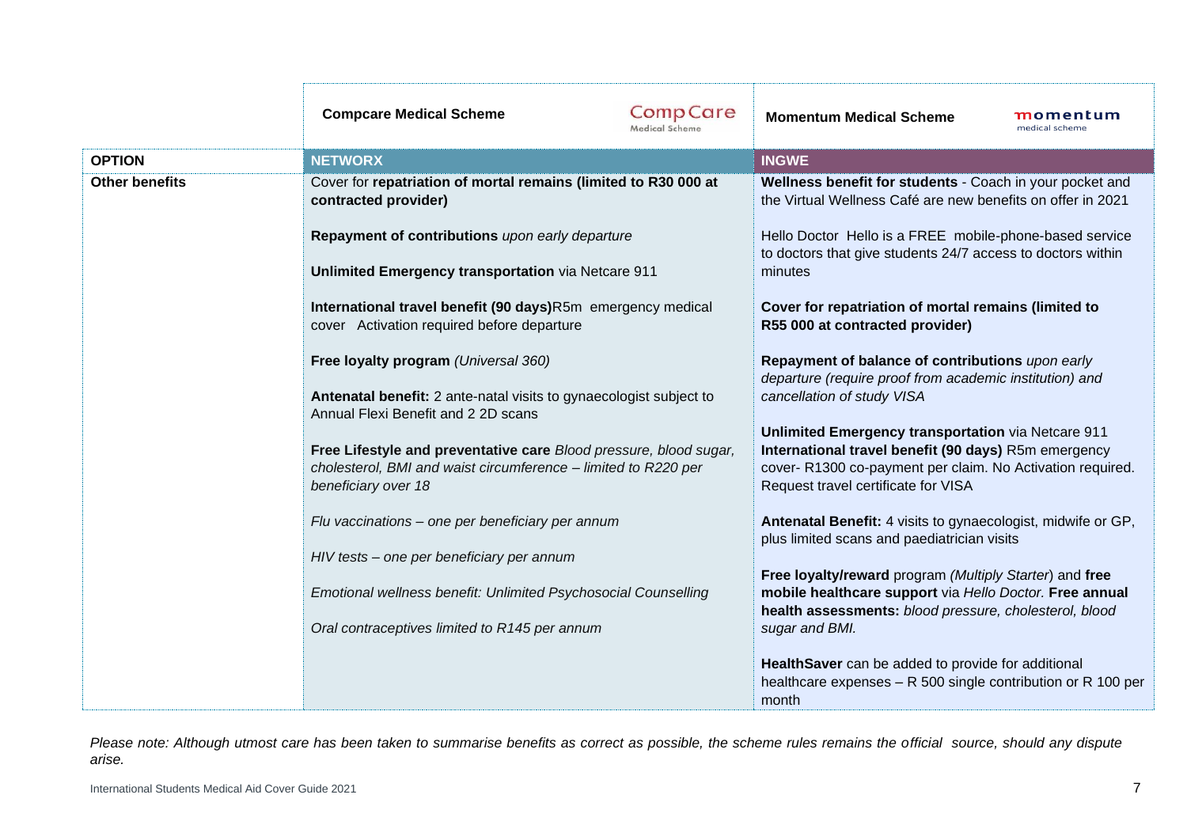| | Compcare Medical Scheme | Momentum Medical Scheme |
|---|---|---|
| **OPTION** | **NETWORX** | **INGWE** |
| **Other benefits** | Cover for **repatriation of mortal remains (limited to R30 000 at contracted provider)**<br><br>**Repayment of contributions** *upon early departure*<br><br>**Unlimited Emergency transportation** via Netcare 911<br><br>**International travel benefit (90 days)**R5m emergency medical cover Activation required before departure<br><br>**Free loyalty program** *(Universal 360)*<br><br>**Antenatal benefit:** 2 ante-natal visits to gynaecologist subject to Annual Flexi Benefit and 2 2D scans<br><br>**Free Lifestyle and preventative care** *Blood pressure, blood sugar, cholesterol, BMI and waist circumference – limited to R220 per beneficiary over 18*<br><br>*Flu vaccinations – one per beneficiary per annum*<br><br>*HIV tests – one per beneficiary per annum*<br><br>*Emotional wellness benefit: Unlimited Psychosocial Counselling*<br><br>*Oral contraceptives limited to R145 per annum* | **Wellness benefit for students** - Coach in your pocket and the Virtual Wellness Café are new benefits on offer in 2021<br><br>Hello Doctor Hello is a FREE mobile-phone-based service to doctors that give students 24/7 access to doctors within minutes<br><br>**Cover for repatriation of mortal remains (limited to R55 000 at contracted provider)**<br><br>**Repayment of balance of contributions** *upon early departure (require proof from academic institution) and cancellation of study VISA*<br><br>**Unlimited Emergency transportation** via Netcare 911<br>**International travel benefit (90 days)** R5m emergency cover- R1300 co-payment per claim. No Activation required. Request travel certificate for VISA<br><br>**Antenatal Benefit:** 4 visits to gynaecologist, midwife or GP, plus limited scans and paediatrician visits<br><br>**Free loyalty/reward** program *(Multiply Starter*) and **free mobile healthcare support** via *Hello Doctor.* **Free annual health assessments:** *blood pressure, cholesterol, blood sugar and BMI.*<br><br>**HealthSaver** can be added to provide for additional healthcare expenses – R 500 single contribution or R 100 per month |

*Please note: Although utmost care has been taken to summarise benefits as correct as possible, the scheme rules remains the official source, should any dispute arise.*